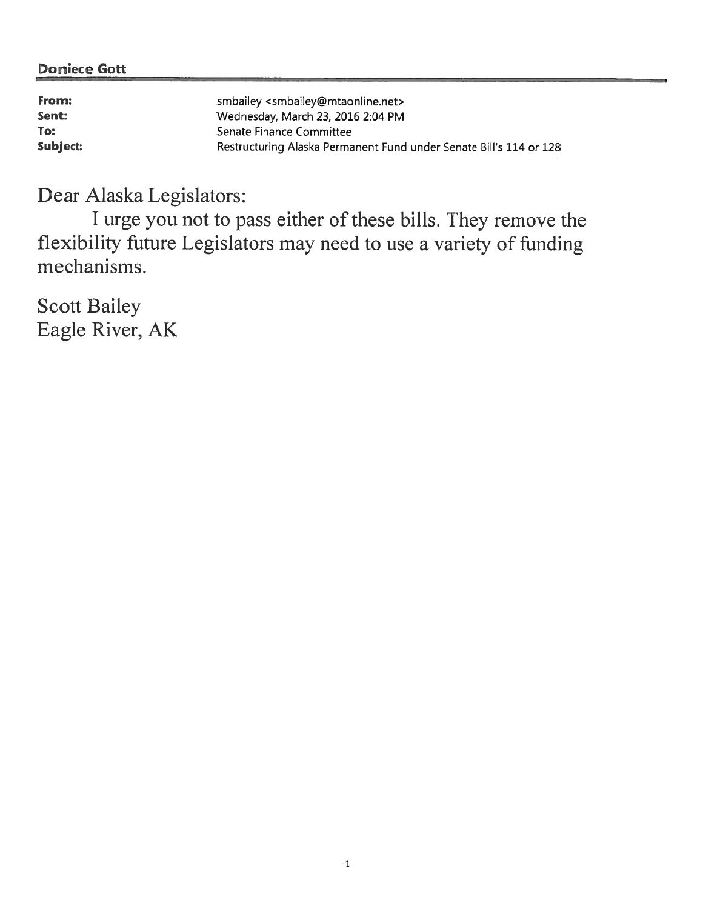**Doniece Gott**

| | |
|---|---|
| **From:** | smbailey <smbailey@mtaonline.net> |
| **Sent:** | Wednesday, March 23, 2016 2:04 PM |
| **To:** | Senate Finance Committee |
| **Subject:** | Restructuring Alaska Permanent Fund under Senate Bill's 114 or 128 |

Dear Alaska Legislators:

I urge you not to pass either of these bills. They remove the flexibility future Legislators may need to use a variety of funding mechanisms.

Scott Bailey
Eagle River, AK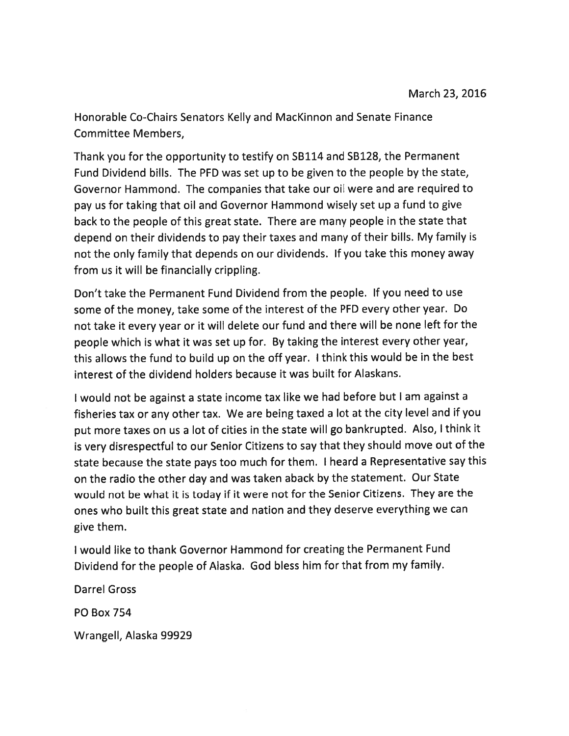March 23, 2016

Honorable Co-Chairs Senators Kelly and MacKinnon and Senate Finance Committee Members,

Thank you for the opportunity to testify on SB114 and SB128, the Permanent Fund Dividend bills. The PFD was set up to be given to the people by the state, Governor Hammond. The companies that take our oil were and are required to pay us for taking that oil and Governor Hammond wisely set up a fund to give back to the people of this great state. There are many people in the state that depend on their dividends to pay their taxes and many of their bills. My family is not the only family that depends on our dividends. If you take this money away from us it will be financially crippling.

Don't take the Permanent Fund Dividend from the people. If you need to use some of the money, take some of the interest of the PFD every other year. Do not take it every year or it will delete our fund and there will be none left for the people which is what it was set up for. By taking the interest every other year, this allows the fund to build up on the off year. I think this would be in the best interest of the dividend holders because it was built for Alaskans.

I would not be against a state income tax like we had before but I am against a fisheries tax or any other tax. We are being taxed a lot at the city level and if you put more taxes on us a lot of cities in the state will go bankrupted. Also, I think it is very disrespectful to our Senior Citizens to say that they should move out of the state because the state pays too much for them. I heard a Representative say this on the radio the other day and was taken aback by the statement. Our State would not be what it is today if it were not for the Senior Citizens. They are the ones who built this great state and nation and they deserve everything we can give them.

I would like to thank Governor Hammond for creating the Permanent Fund Dividend for the people of Alaska. God bless him for that from my family.

Darrel Gross

PO Box 754

Wrangell, Alaska 99929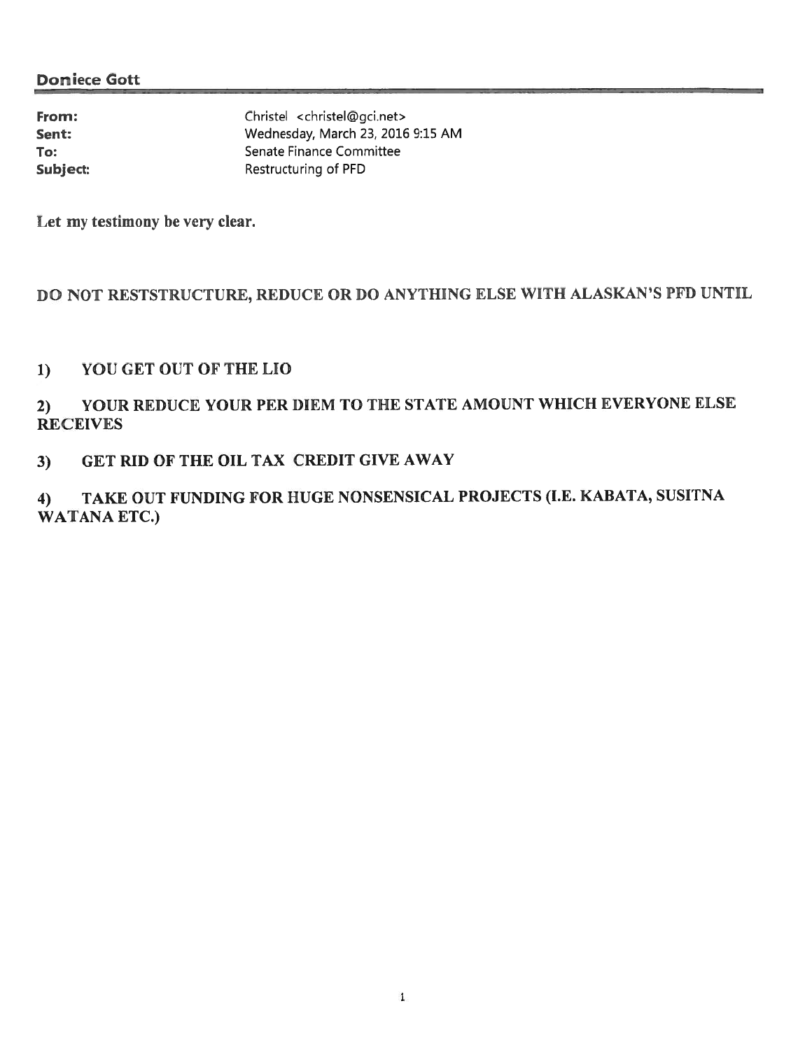**Doniece Gott**

| | |
|---|---|
| **From:** | Christel <christel@gci.net> |
| **Sent:** | Wednesday, March 23, 2016 9:15 AM |
| **To:** | Senate Finance Committee |
| **Subject:** | Restructuring of PFD |

Let my testimony be very clear.

DO NOT RESTSTRUCTURE, REDUCE OR DO ANYTHING ELSE WITH ALASKAN'S PFD UNTIL

1) YOU GET OUT OF THE LIO

2) YOUR REDUCE YOUR PER DIEM TO THE STATE AMOUNT WHICH EVERYONE ELSE RECEIVES

3) GET RID OF THE OIL TAX CREDIT GIVE AWAY

4) TAKE OUT FUNDING FOR HUGE NONSENSICAL PROJECTS (I.E. KABATA, SUSITNA WATANA ETC.)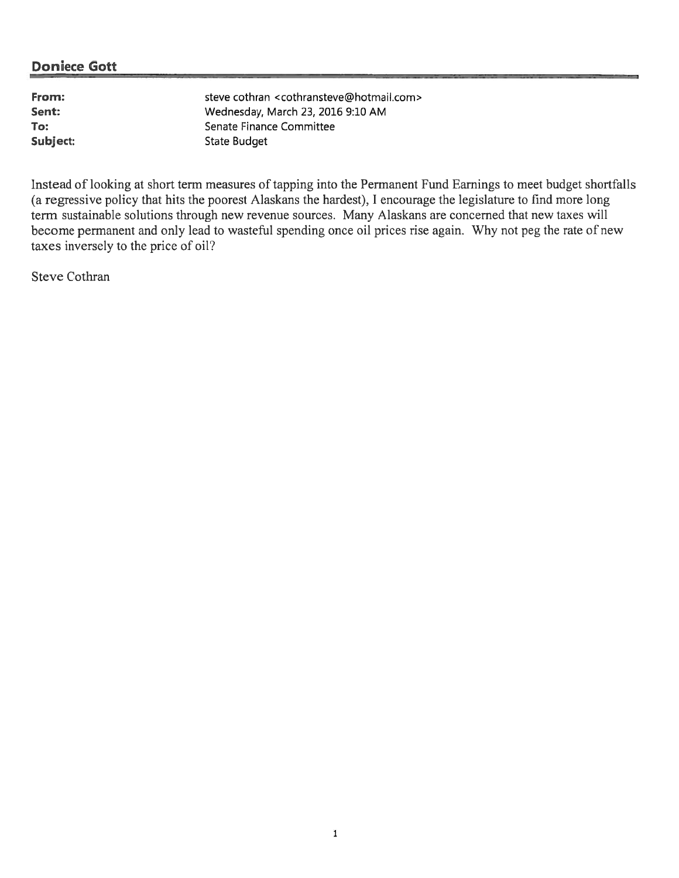## Doniece Gott

**From:** steve cothran <cothransteve@hotmail.com>
**Sent:** Wednesday, March 23, 2016 9:10 AM
**To:** Senate Finance Committee
**Subject:** State Budget

Instead of looking at short term measures of tapping into the Permanent Fund Earnings to meet budget shortfalls (a regressive policy that hits the poorest Alaskans the hardest), I encourage the legislature to find more long term sustainable solutions through new revenue sources. Many Alaskans are concerned that new taxes will become permanent and only lead to wasteful spending once oil prices rise again. Why not peg the rate of new taxes inversely to the price of oil?

Steve Cothran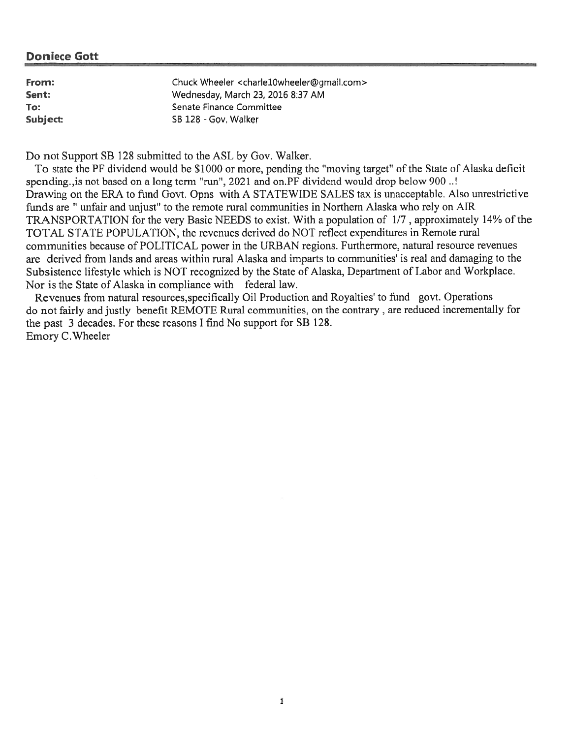**Doniece Gott**

| | |
|---|---|
| **From:** | Chuck Wheeler <charle10wheeler@gmail.com> |
| **Sent:** | Wednesday, March 23, 2016 8:37 AM |
| **To:** | Senate Finance Committee |
| **Subject:** | SB 128 - Gov. Walker |

Do not Support SB 128 submitted to the ASL by Gov. Walker.

To state the PF dividend would be $1000 or more, pending the "moving target" of the State of Alaska deficit spending.,is not based on a long term "run", 2021 and on.PF dividend would drop below 900 ..!

Drawing on the ERA to fund Govt. Opns with A STATEWIDE SALES tax is unacceptable. Also unrestrictive funds are " unfair and unjust" to the remote rural communities in Northern Alaska who rely on AIR TRANSPORTATION for the very Basic NEEDS to exist. With a population of 1/7 , approximately 14% of the TOTAL STATE POPULATION, the revenues derived do NOT reflect expenditures in Remote rural communities because of POLITICAL power in the URBAN regions. Furthermore, natural resource revenues are derived from lands and areas within rural Alaska and imparts to communities' is real and damaging to the Subsistence lifestyle which is NOT recognized by the State of Alaska, Department of Labor and Workplace. Nor is the State of Alaska in compliance with federal law.

Revenues from natural resources,specifically Oil Production and Royalties' to fund govt. Operations do not fairly and justly benefit REMOTE Rural communities, on the contrary , are reduced incrementally for the past 3 decades. For these reasons I find No support for SB 128.

Emory C.Wheeler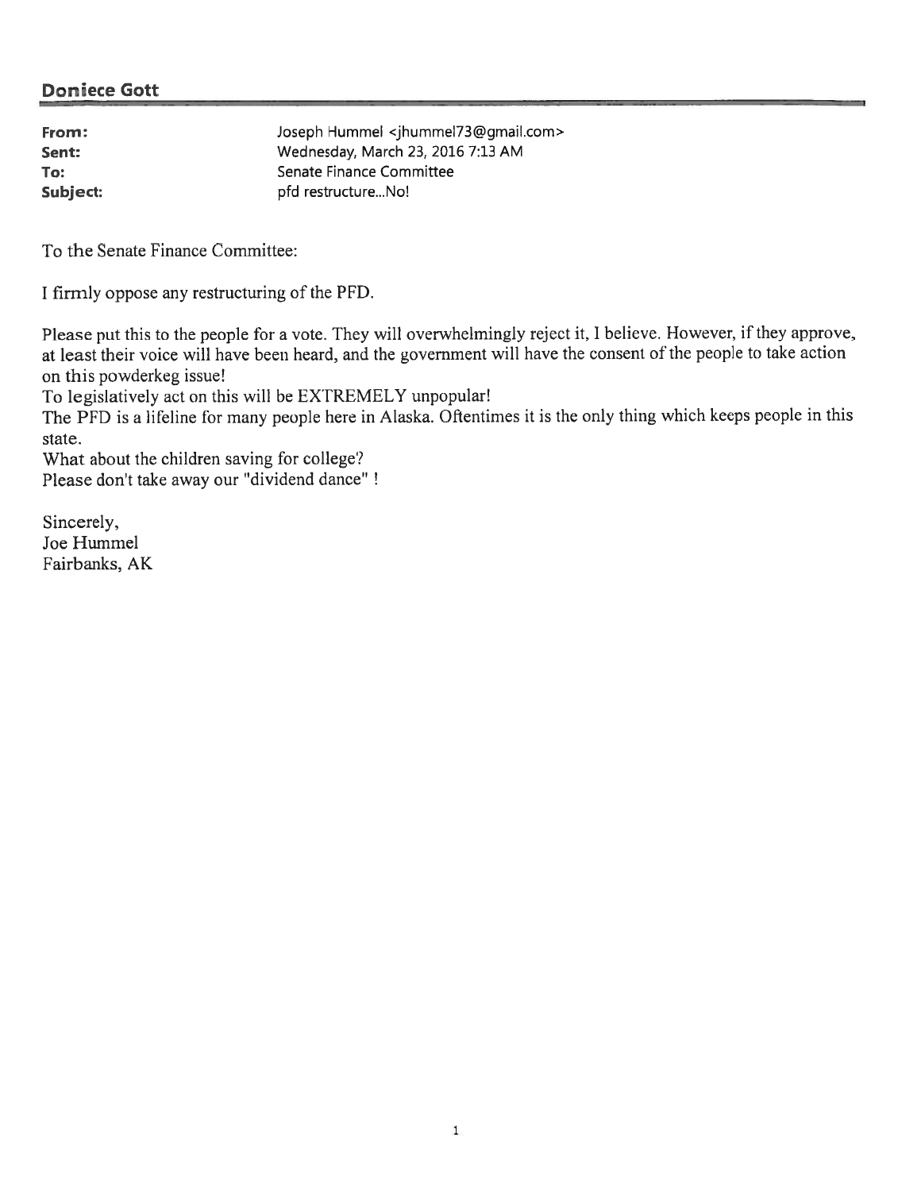## Doniece Gott

| | |
|---|---|
| **From:** | Joseph Hummel <jhummel73@gmail.com> |
| **Sent:** | Wednesday, March 23, 2016 7:13 AM |
| **To:** | Senate Finance Committee |
| **Subject:** | pfd restructure...No! |

To the Senate Finance Committee:

I firmly oppose any restructuring of the PFD.

Please put this to the people for a vote. They will overwhelmingly reject it, I believe. However, if they approve, at least their voice will have been heard, and the government will have the consent of the people to take action on this powderkeg issue!

To legislatively act on this will be EXTREMELY unpopular!

The PFD is a lifeline for many people here in Alaska. Oftentimes it is the only thing which keeps people in this state.

What about the children saving for college?

Please don't take away our "dividend dance" !

Sincerely,
Joe Hummel
Fairbanks, AK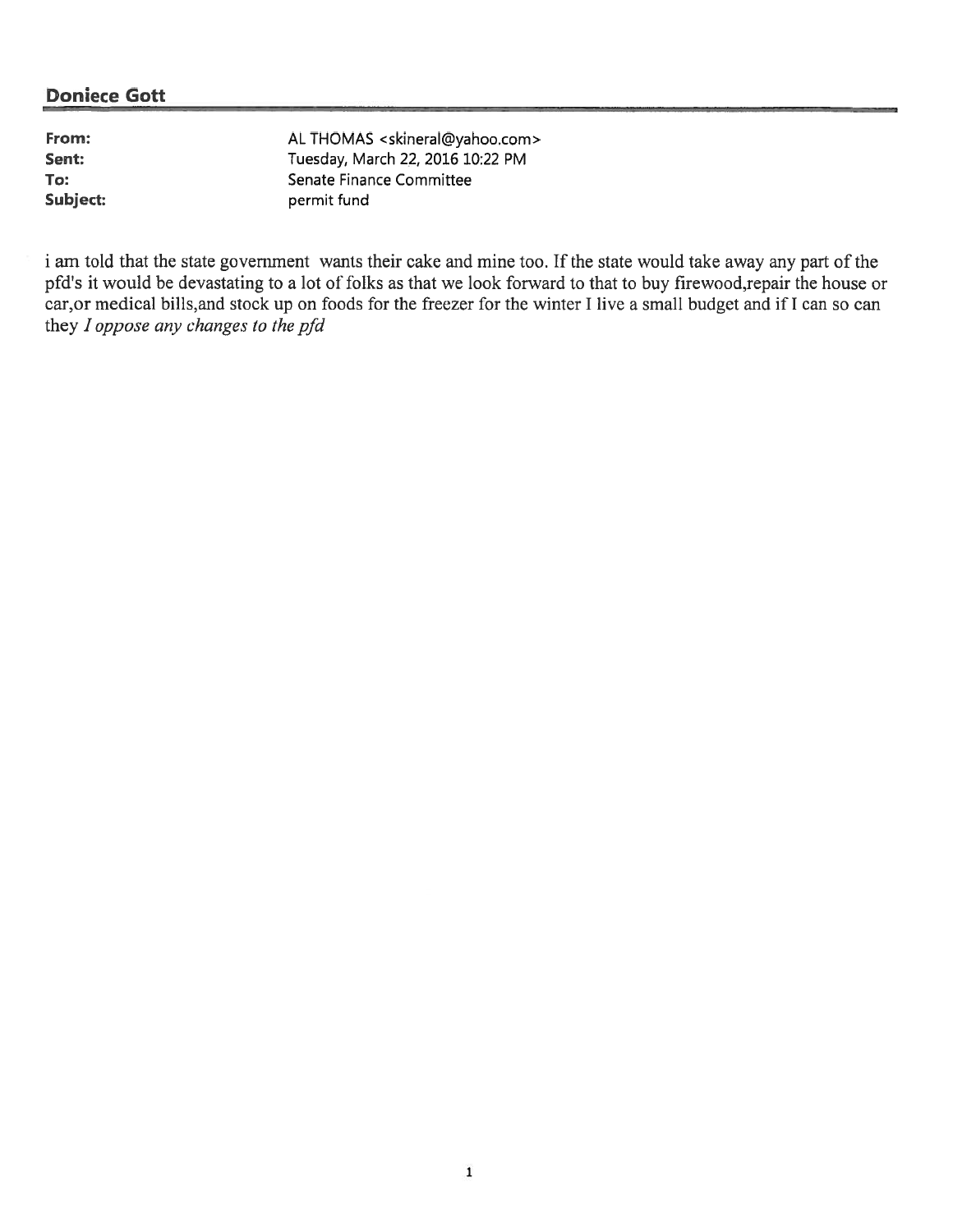**Doniece Gott**

| | |
|---|---|
| **From:** | AL THOMAS <skineral@yahoo.com> |
| **Sent:** | Tuesday, March 22, 2016 10:22 PM |
| **To:** | Senate Finance Committee |
| **Subject:** | permit fund |

i am told that the state government wants their cake and mine too. If the state would take away any part of the pfd's it would be devastating to a lot of folks as that we look forward to that to buy firewood,repair the house or car,or medical bills,and stock up on foods for the freezer for the winter I live a small budget and if I can so can they *I oppose any changes to the pfd*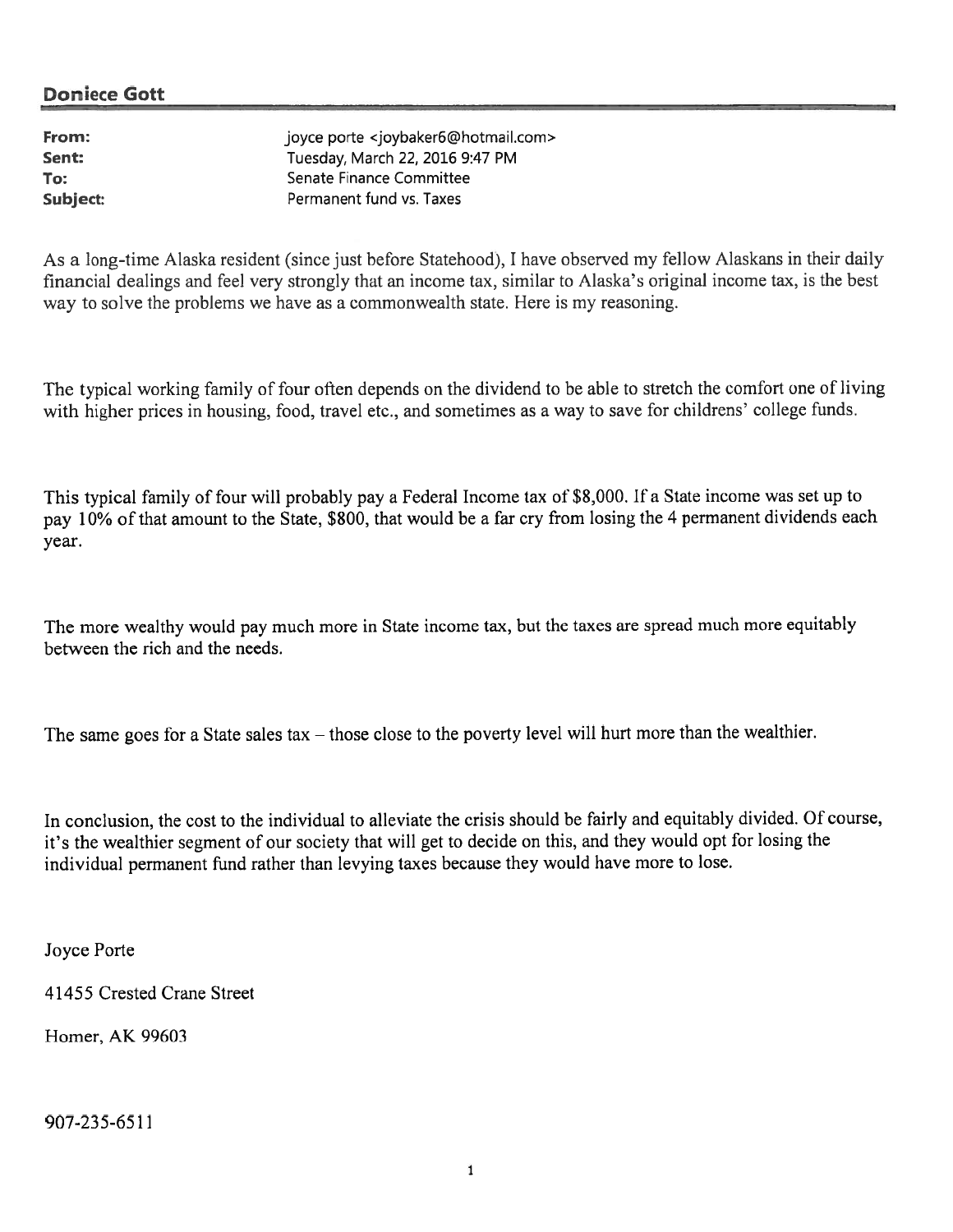**Doniece Gott**

| | |
|---|---|
| **From:** | joyce porte <joybaker6@hotmail.com> |
| **Sent:** | Tuesday, March 22, 2016 9:47 PM |
| **To:** | Senate Finance Committee |
| **Subject:** | Permanent fund vs. Taxes |

As a long-time Alaska resident (since just before Statehood), I have observed my fellow Alaskans in their daily financial dealings and feel very strongly that an income tax, similar to Alaska's original income tax, is the best way to solve the problems we have as a commonwealth state. Here is my reasoning.

The typical working family of four often depends on the dividend to be able to stretch the comfort one of living with higher prices in housing, food, travel etc., and sometimes as a way to save for childrens' college funds.

This typical family of four will probably pay a Federal Income tax of $8,000. If a State income was set up to pay 10% of that amount to the State, $800, that would be a far cry from losing the 4 permanent dividends each year.

The more wealthy would pay much more in State income tax, but the taxes are spread much more equitably between the rich and the needs.

The same goes for a State sales tax – those close to the poverty level will hurt more than the wealthier.

In conclusion, the cost to the individual to alleviate the crisis should be fairly and equitably divided. Of course, it's the wealthier segment of our society that will get to decide on this, and they would opt for losing the individual permanent fund rather than levying taxes because they would have more to lose.

Joyce Porte

41455 Crested Crane Street

Homer, AK 99603

907-235-6511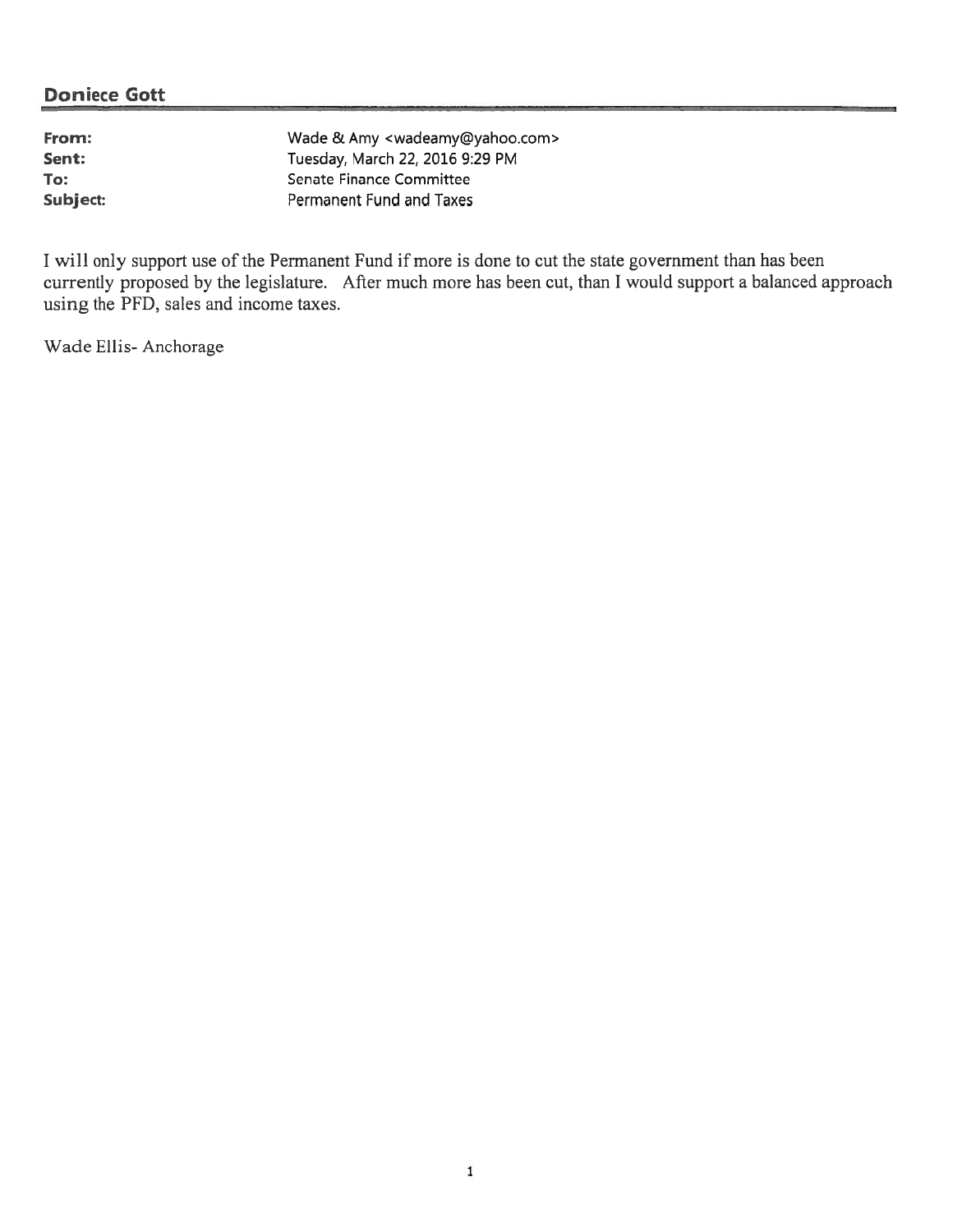## Doniece Gott

| | |
|---|---|
| **From:** | Wade & Amy <wadeamy@yahoo.com> |
| **Sent:** | Tuesday, March 22, 2016 9:29 PM |
| **To:** | Senate Finance Committee |
| **Subject:** | Permanent Fund and Taxes |

I will only support use of the Permanent Fund if more is done to cut the state government than has been currently proposed by the legislature. After much more has been cut, than I would support a balanced approach using the PFD, sales and income taxes.

Wade Ellis- Anchorage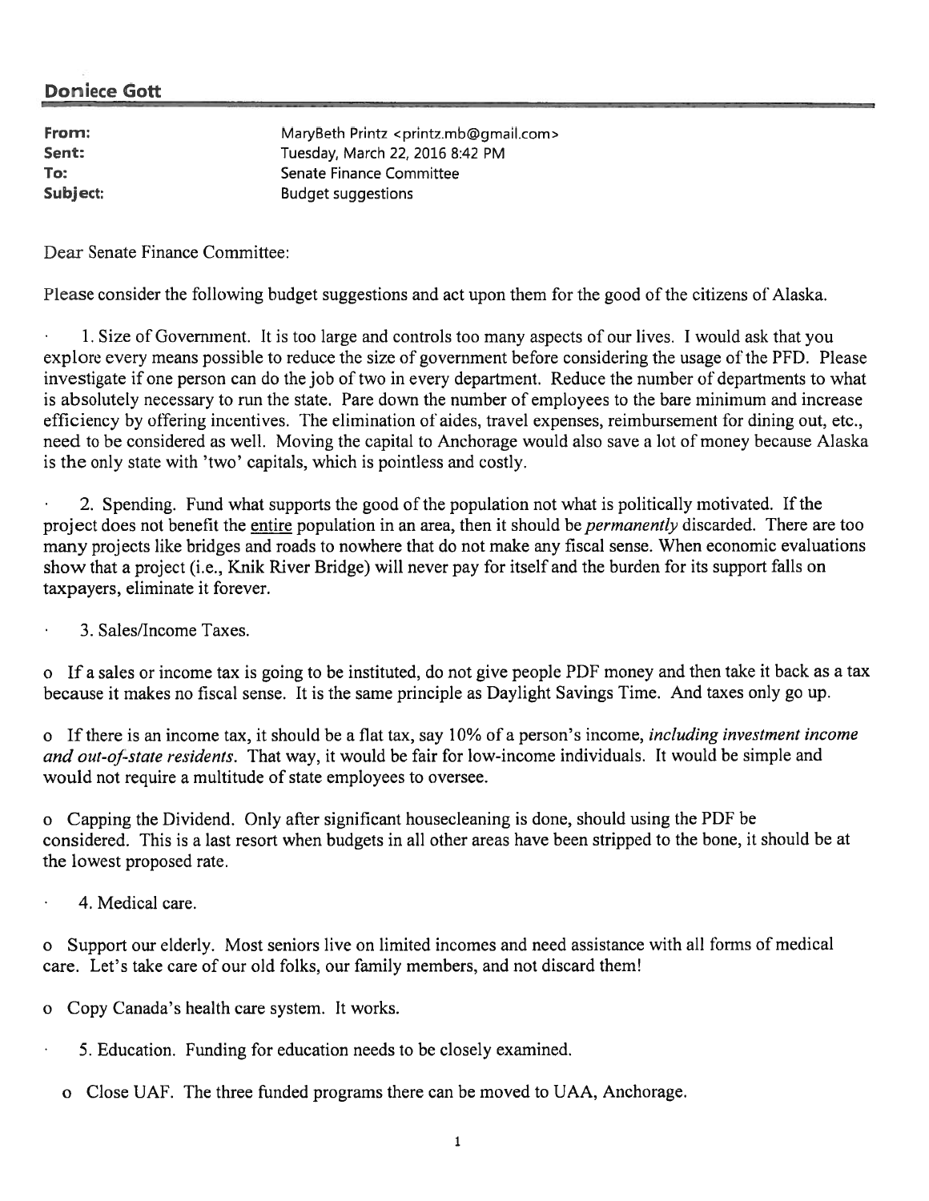**Doniece Gott**

| | |
|---|---|
| **From:** | MaryBeth Printz <printz.mb@gmail.com> |
| **Sent:** | Tuesday, March 22, 2016 8:42 PM |
| **To:** | Senate Finance Committee |
| **Subject:** | Budget suggestions |

Dear Senate Finance Committee:

Please consider the following budget suggestions and act upon them for the good of the citizens of Alaska.

- 1. Size of Government. It is too large and controls too many aspects of our lives. I would ask that you explore every means possible to reduce the size of government before considering the usage of the PFD. Please investigate if one person can do the job of two in every department. Reduce the number of departments to what is absolutely necessary to run the state. Pare down the number of employees to the bare minimum and increase efficiency by offering incentives. The elimination of aides, travel expenses, reimbursement for dining out, etc., need to be considered as well. Moving the capital to Anchorage would also save a lot of money because Alaska is the only state with 'two' capitals, which is pointless and costly.

- 2. Spending. Fund what supports the good of the population not what is politically motivated. If the project does not benefit the <u>entire</u> population in an area, then it should be *permanently* discarded. There are too many projects like bridges and roads to nowhere that do not make any fiscal sense. When economic evaluations show that a project (i.e., Knik River Bridge) will never pay for itself and the burden for its support falls on taxpayers, eliminate it forever.

- 3. Sales/Income Taxes.

  - If a sales or income tax is going to be instituted, do not give people PDF money and then take it back as a tax because it makes no fiscal sense. It is the same principle as Daylight Savings Time. And taxes only go up.

  - If there is an income tax, it should be a flat tax, say 10% of a person's income, *including investment income and out-of-state residents*. That way, it would be fair for low-income individuals. It would be simple and would not require a multitude of state employees to oversee.

  - Capping the Dividend. Only after significant housecleaning is done, should using the PDF be considered. This is a last resort when budgets in all other areas have been stripped to the bone, it should be at the lowest proposed rate.

- 4. Medical care.

  - Support our elderly. Most seniors live on limited incomes and need assistance with all forms of medical care. Let's take care of our old folks, our family members, and not discard them!

  - Copy Canada's health care system. It works.

- 5. Education. Funding for education needs to be closely examined.

  - Close UAF. The three funded programs there can be moved to UAA, Anchorage.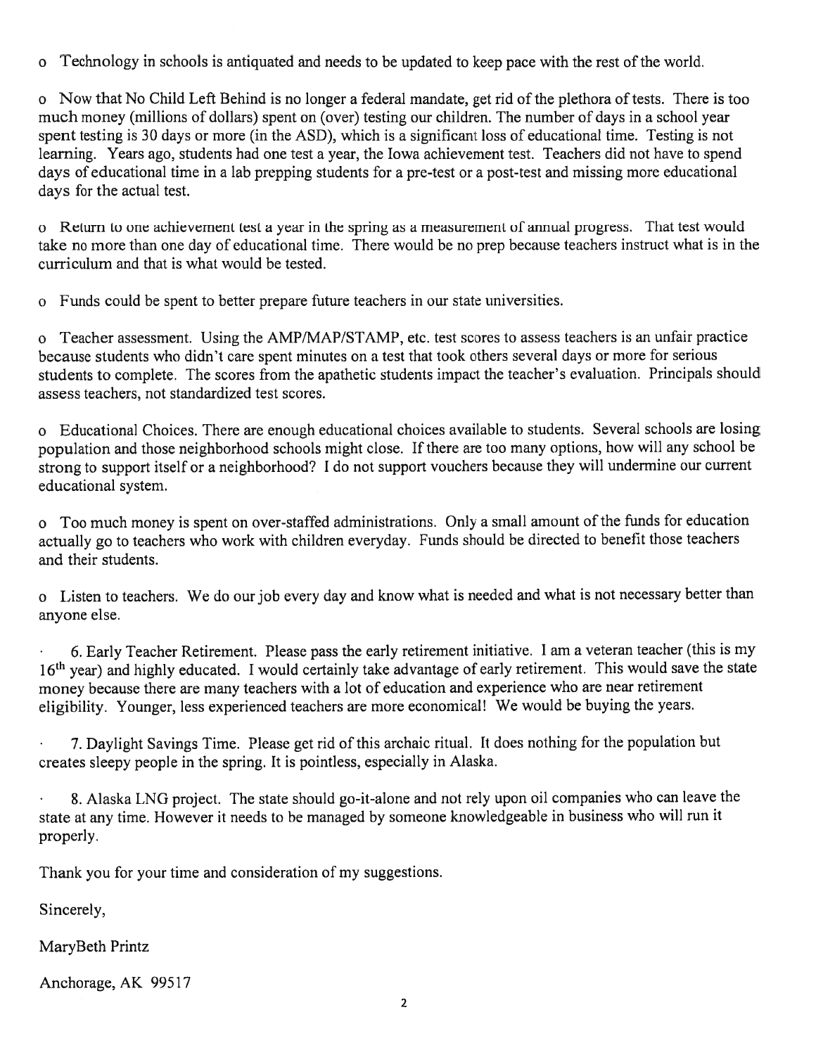- Technology in schools is antiquated and needs to be updated to keep pace with the rest of the world.

- Now that No Child Left Behind is no longer a federal mandate, get rid of the plethora of tests. There is too much money (millions of dollars) spent on (over) testing our children. The number of days in a school year spent testing is 30 days or more (in the ASD), which is a significant loss of educational time. Testing is not learning. Years ago, students had one test a year, the Iowa achievement test. Teachers did not have to spend days of educational time in a lab prepping students for a pre-test or a post-test and missing more educational days for the actual test.

- Return to one achievement test a year in the spring as a measurement of annual progress. That test would take no more than one day of educational time. There would be no prep because teachers instruct what is in the curriculum and that is what would be tested.

- Funds could be spent to better prepare future teachers in our state universities.

- Teacher assessment. Using the AMP/MAP/STAMP, etc. test scores to assess teachers is an unfair practice because students who didn't care spent minutes on a test that took others several days or more for serious students to complete. The scores from the apathetic students impact the teacher's evaluation. Principals should assess teachers, not standardized test scores.

- Educational Choices. There are enough educational choices available to students. Several schools are losing population and those neighborhood schools might close. If there are too many options, how will any school be strong to support itself or a neighborhood? I do not support vouchers because they will undermine our current educational system.

- Too much money is spent on over-staffed administrations. Only a small amount of the funds for education actually go to teachers who work with children everyday. Funds should be directed to benefit those teachers and their students.

- Listen to teachers. We do our job every day and know what is needed and what is not necessary better than anyone else.

- 6. Early Teacher Retirement. Please pass the early retirement initiative. I am a veteran teacher (this is my 16th year) and highly educated. I would certainly take advantage of early retirement. This would save the state money because there are many teachers with a lot of education and experience who are near retirement eligibility. Younger, less experienced teachers are more economical! We would be buying the years.

- 7. Daylight Savings Time. Please get rid of this archaic ritual. It does nothing for the population but creates sleepy people in the spring. It is pointless, especially in Alaska.

- 8. Alaska LNG project. The state should go-it-alone and not rely upon oil companies who can leave the state at any time. However it needs to be managed by someone knowledgeable in business who will run it properly.

Thank you for your time and consideration of my suggestions.

Sincerely,

MaryBeth Printz

Anchorage, AK 99517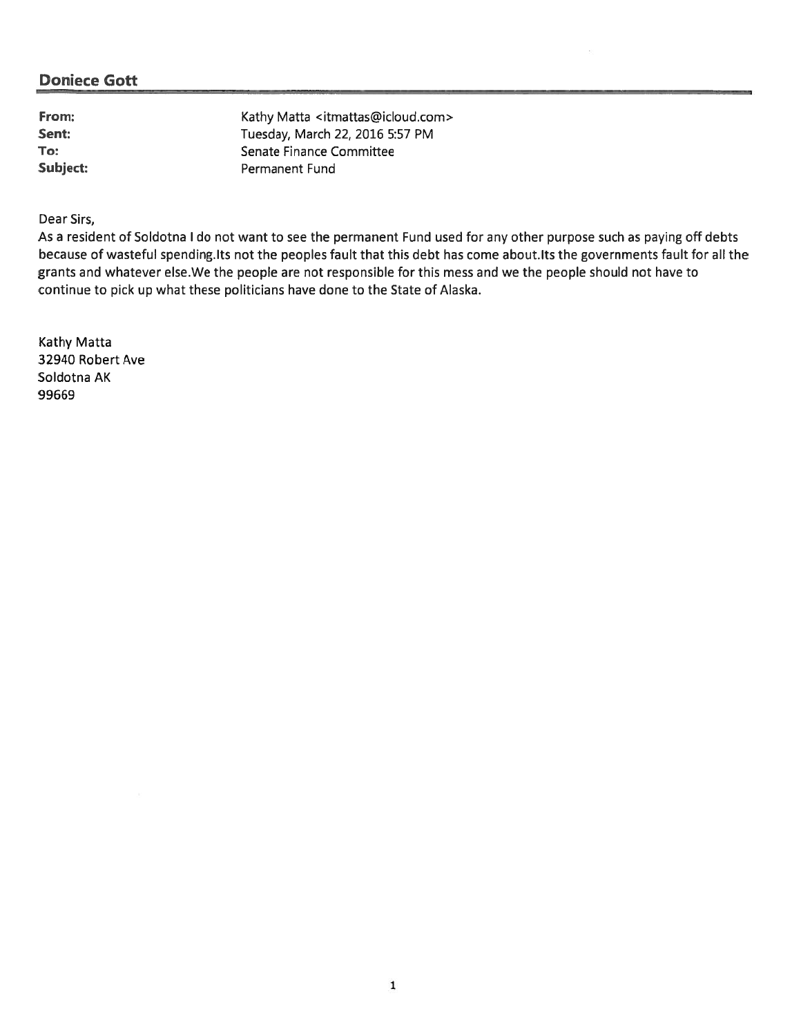## Doniece Gott

**From:** Kathy Matta <itmattas@icloud.com>
**Sent:** Tuesday, March 22, 2016 5:57 PM
**To:** Senate Finance Committee
**Subject:** Permanent Fund

Dear Sirs,

As a resident of Soldotna I do not want to see the permanent Fund used for any other purpose such as paying off debts because of wasteful spending.Its not the peoples fault that this debt has come about.Its the governments fault for all the grants and whatever else.We the people are not responsible for this mess and we the people should not have to continue to pick up what these politicians have done to the State of Alaska.

Kathy Matta
32940 Robert Ave
Soldotna AK
99669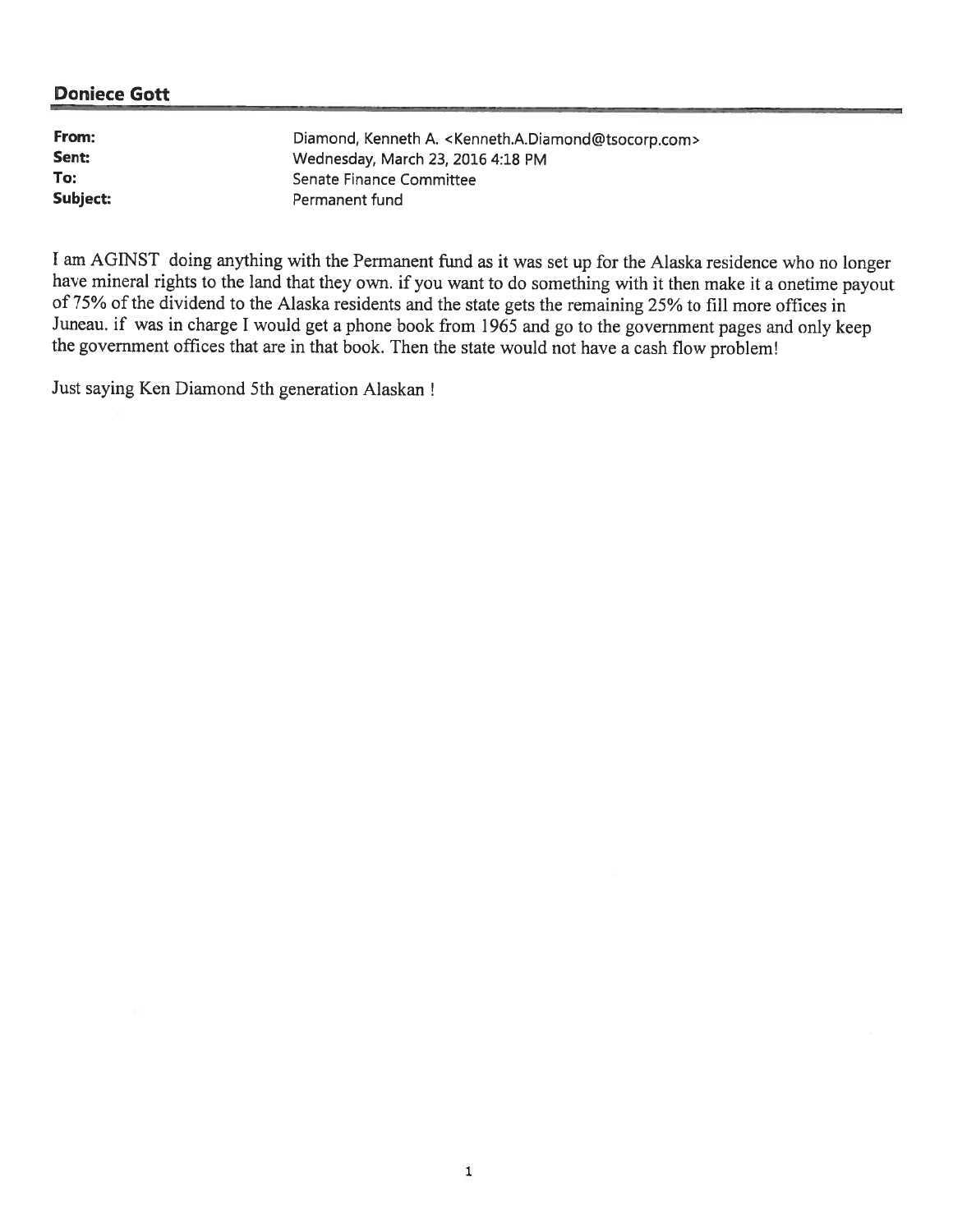**Doniece Gott**

| | |
|---|---|
| **From:** | Diamond, Kenneth A. <Kenneth.A.Diamond@tsocorp.com> |
| **Sent:** | Wednesday, March 23, 2016 4:18 PM |
| **To:** | Senate Finance Committee |
| **Subject:** | Permanent fund |

I am AGINST doing anything with the Permanent fund as it was set up for the Alaska residence who no longer have mineral rights to the land that they own. if you want to do something with it then make it a onetime payout of 75% of the dividend to the Alaska residents and the state gets the remaining 25% to fill more offices in Juneau. if was in charge I would get a phone book from 1965 and go to the government pages and only keep the government offices that are in that book. Then the state would not have a cash flow problem!

Just saying Ken Diamond 5th generation Alaskan !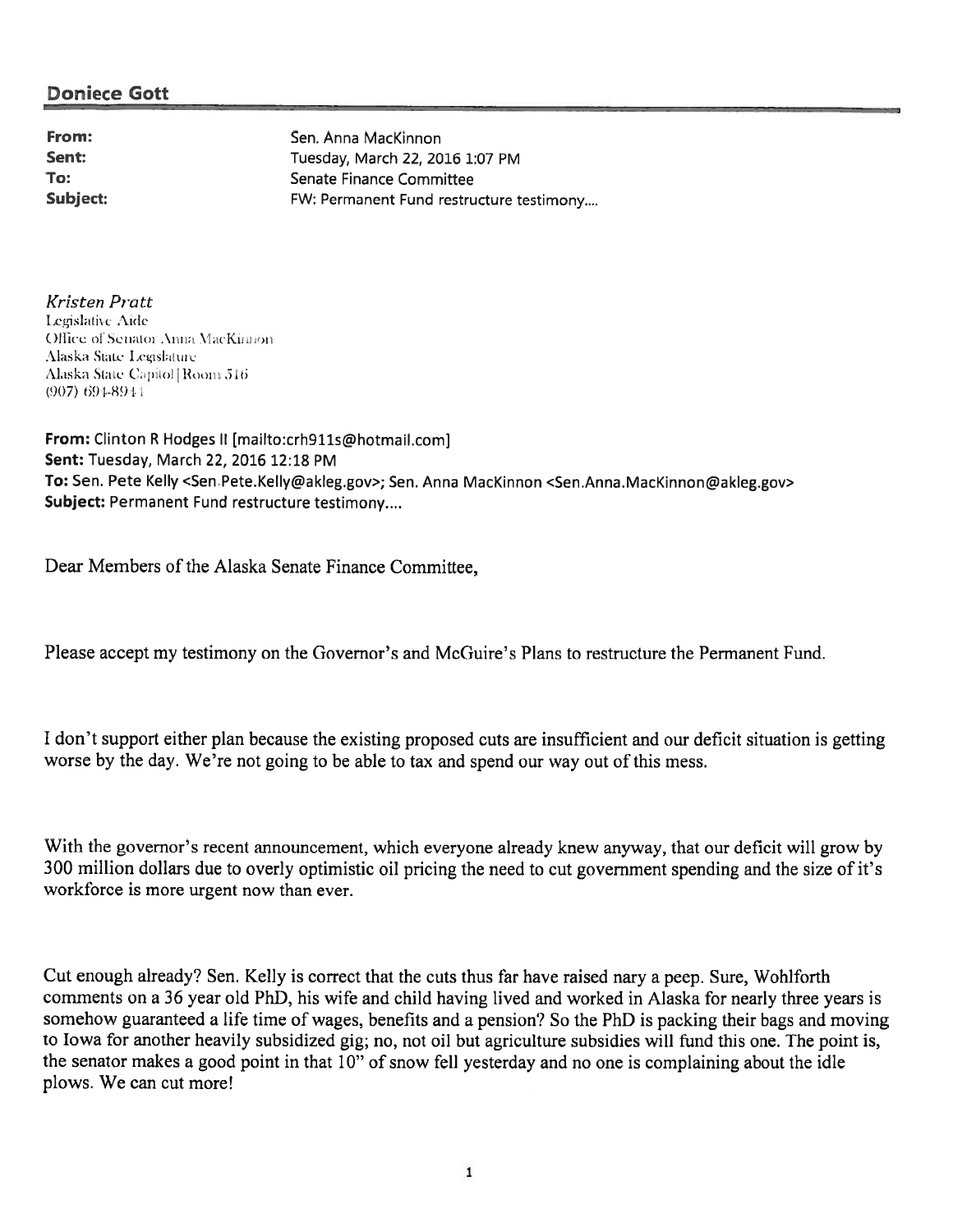**Doniece Gott**

| | |
|---|---|
| **From:** | Sen. Anna MacKinnon |
| **Sent:** | Tuesday, March 22, 2016 1:07 PM |
| **To:** | Senate Finance Committee |
| **Subject:** | FW: Permanent Fund restructure testimony.... |

*Kristen Pratt*
Legislative Aide
Office of Senator Anna MacKinnon
Alaska State Legislature
Alaska State Capitol | Room 516
(907) 694-8944

**From:** Clinton R Hodges II [mailto:crh911s@hotmail.com]
**Sent:** Tuesday, March 22, 2016 12:18 PM
**To:** Sen. Pete Kelly <Sen.Pete.Kelly@akleg.gov>; Sen. Anna MacKinnon <Sen.Anna.MacKinnon@akleg.gov>
**Subject:** Permanent Fund restructure testimony....

Dear Members of the Alaska Senate Finance Committee,

Please accept my testimony on the Governor's and McGuire's Plans to restructure the Permanent Fund.

I don't support either plan because the existing proposed cuts are insufficient and our deficit situation is getting worse by the day. We're not going to be able to tax and spend our way out of this mess.

With the governor's recent announcement, which everyone already knew anyway, that our deficit will grow by 300 million dollars due to overly optimistic oil pricing the need to cut government spending and the size of it's workforce is more urgent now than ever.

Cut enough already? Sen. Kelly is correct that the cuts thus far have raised nary a peep. Sure, Wohlforth comments on a 36 year old PhD, his wife and child having lived and worked in Alaska for nearly three years is somehow guaranteed a life time of wages, benefits and a pension? So the PhD is packing their bags and moving to Iowa for another heavily subsidized gig; no, not oil but agriculture subsidies will fund this one. The point is, the senator makes a good point in that 10" of snow fell yesterday and no one is complaining about the idle plows. We can cut more!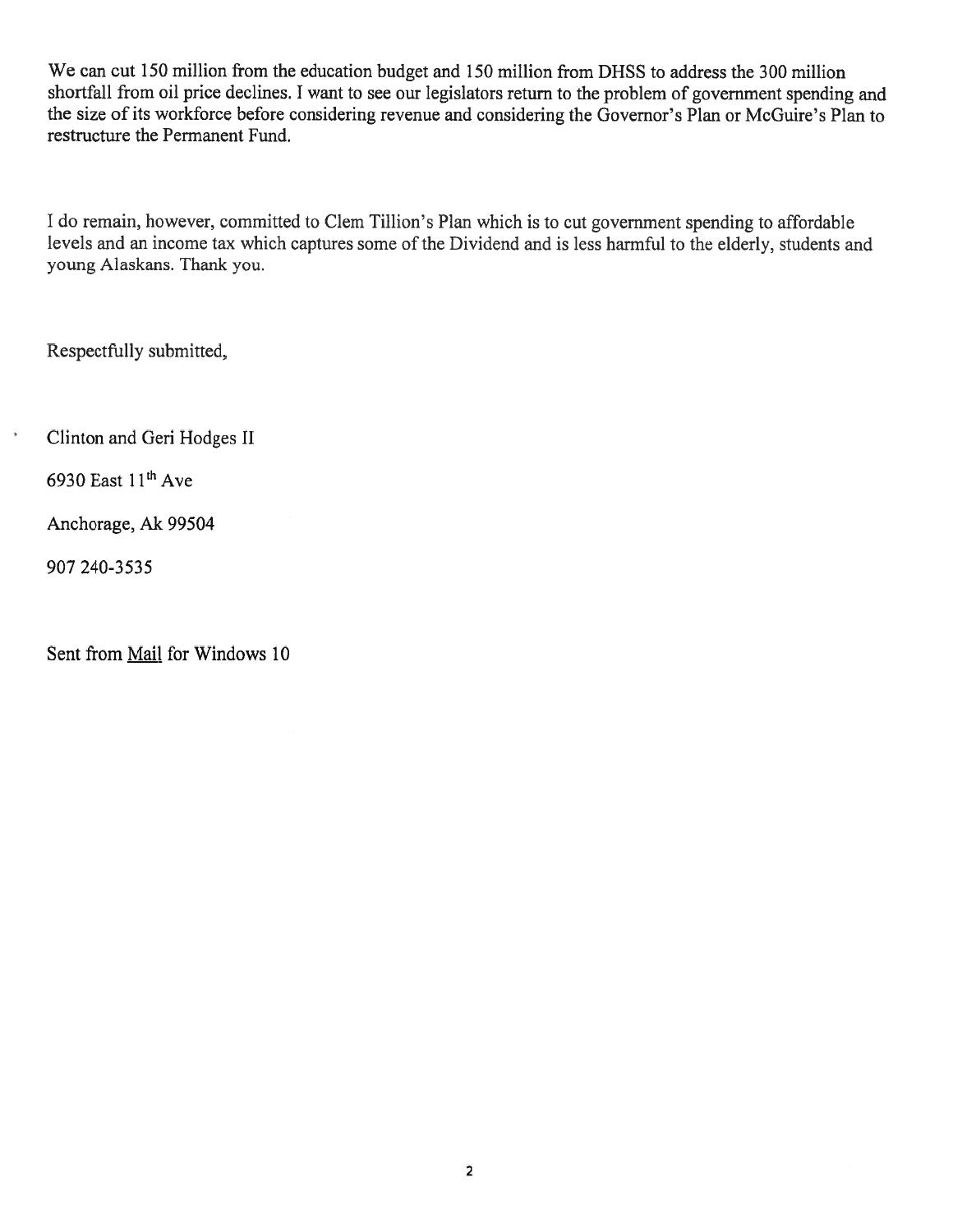We can cut 150 million from the education budget and 150 million from DHSS to address the 300 million shortfall from oil price declines. I want to see our legislators return to the problem of government spending and the size of its workforce before considering revenue and considering the Governor's Plan or McGuire's Plan to restructure the Permanent Fund.

I do remain, however, committed to Clem Tillion's Plan which is to cut government spending to affordable levels and an income tax which captures some of the Dividend and is less harmful to the elderly, students and young Alaskans. Thank you.

Respectfully submitted,

Clinton and Geri Hodges II

6930 East 11th Ave

Anchorage, Ak 99504

907 240-3535

Sent from Mail for Windows 10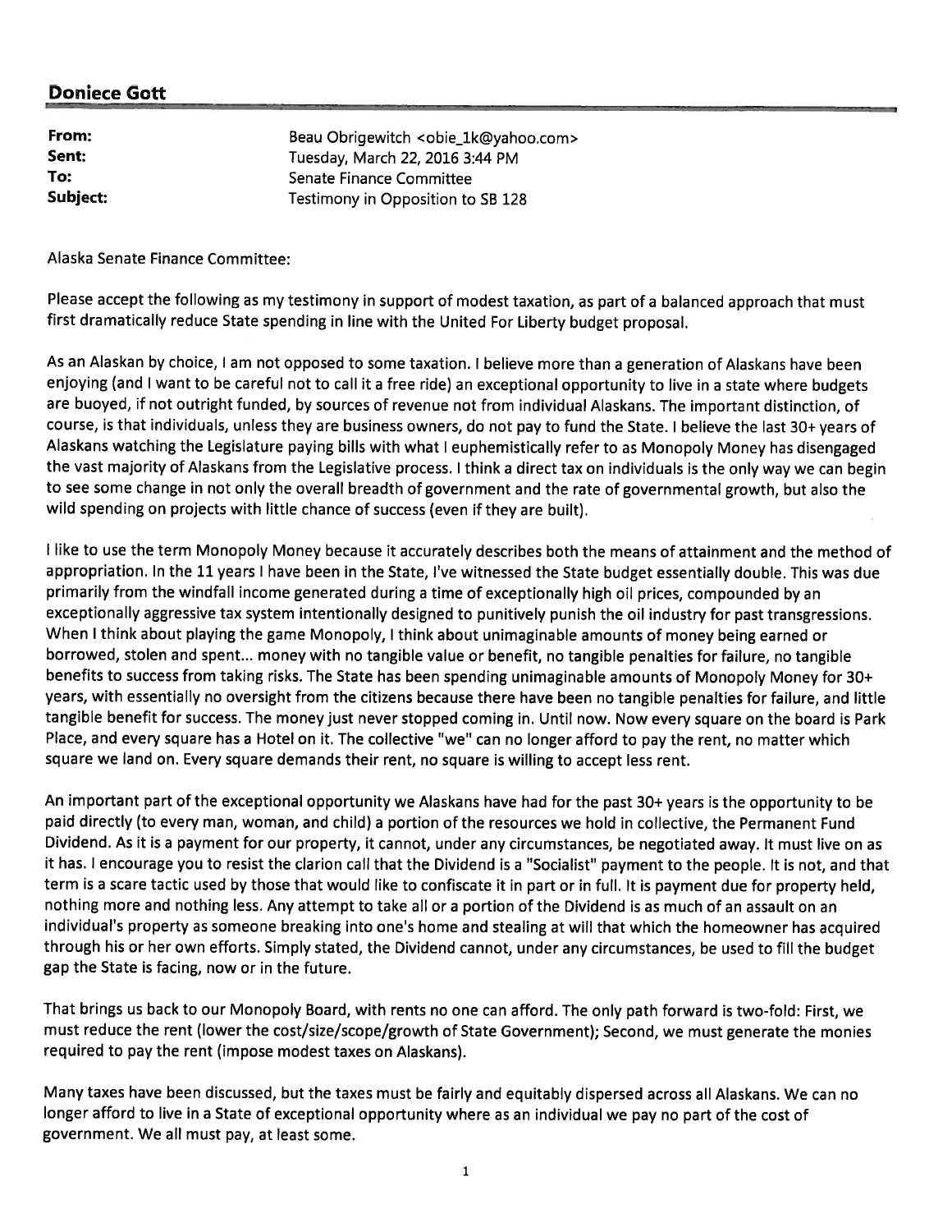## Doniece Gott

| | |
|---|---|
| **From:** | Beau Obrigewitch <obie_1k@yahoo.com> |
| **Sent:** | Tuesday, March 22, 2016 3:44 PM |
| **To:** | Senate Finance Committee |
| **Subject:** | Testimony in Opposition to SB 128 |

Alaska Senate Finance Committee:

Please accept the following as my testimony in support of modest taxation, as part of a balanced approach that must first dramatically reduce State spending in line with the United For Liberty budget proposal.

As an Alaskan by choice, I am not opposed to some taxation. I believe more than a generation of Alaskans have been enjoying (and I want to be careful not to call it a free ride) an exceptional opportunity to live in a state where budgets are buoyed, if not outright funded, by sources of revenue not from individual Alaskans. The important distinction, of course, is that individuals, unless they are business owners, do not pay to fund the State. I believe the last 30+ years of Alaskans watching the Legislature paying bills with what I euphemistically refer to as Monopoly Money has disengaged the vast majority of Alaskans from the Legislative process. I think a direct tax on individuals is the only way we can begin to see some change in not only the overall breadth of government and the rate of governmental growth, but also the wild spending on projects with little chance of success (even if they are built).

I like to use the term Monopoly Money because it accurately describes both the means of attainment and the method of appropriation. In the 11 years I have been in the State, I've witnessed the State budget essentially double. This was due primarily from the windfall income generated during a time of exceptionally high oil prices, compounded by an exceptionally aggressive tax system intentionally designed to punitively punish the oil industry for past transgressions. When I think about playing the game Monopoly, I think about unimaginable amounts of money being earned or borrowed, stolen and spent... money with no tangible value or benefit, no tangible penalties for failure, no tangible benefits to success from taking risks. The State has been spending unimaginable amounts of Monopoly Money for 30+ years, with essentially no oversight from the citizens because there have been no tangible penalties for failure, and little tangible benefit for success. The money just never stopped coming in. Until now. Now every square on the board is Park Place, and every square has a Hotel on it. The collective "we" can no longer afford to pay the rent, no matter which square we land on. Every square demands their rent, no square is willing to accept less rent.

An important part of the exceptional opportunity we Alaskans have had for the past 30+ years is the opportunity to be paid directly (to every man, woman, and child) a portion of the resources we hold in collective, the Permanent Fund Dividend. As it is a payment for our property, it cannot, under any circumstances, be negotiated away. It must live on as it has. I encourage you to resist the clarion call that the Dividend is a "Socialist" payment to the people. It is not, and that term is a scare tactic used by those that would like to confiscate it in part or in full. It is payment due for property held, nothing more and nothing less. Any attempt to take all or a portion of the Dividend is as much of an assault on an individual's property as someone breaking into one's home and stealing at will that which the homeowner has acquired through his or her own efforts. Simply stated, the Dividend cannot, under any circumstances, be used to fill the budget gap the State is facing, now or in the future.

That brings us back to our Monopoly Board, with rents no one can afford. The only path forward is two-fold: First, we must reduce the rent (lower the cost/size/scope/growth of State Government); Second, we must generate the monies required to pay the rent (impose modest taxes on Alaskans).

Many taxes have been discussed, but the taxes must be fairly and equitably dispersed across all Alaskans. We can no longer afford to live in a State of exceptional opportunity where as an individual we pay no part of the cost of government. We all must pay, at least some.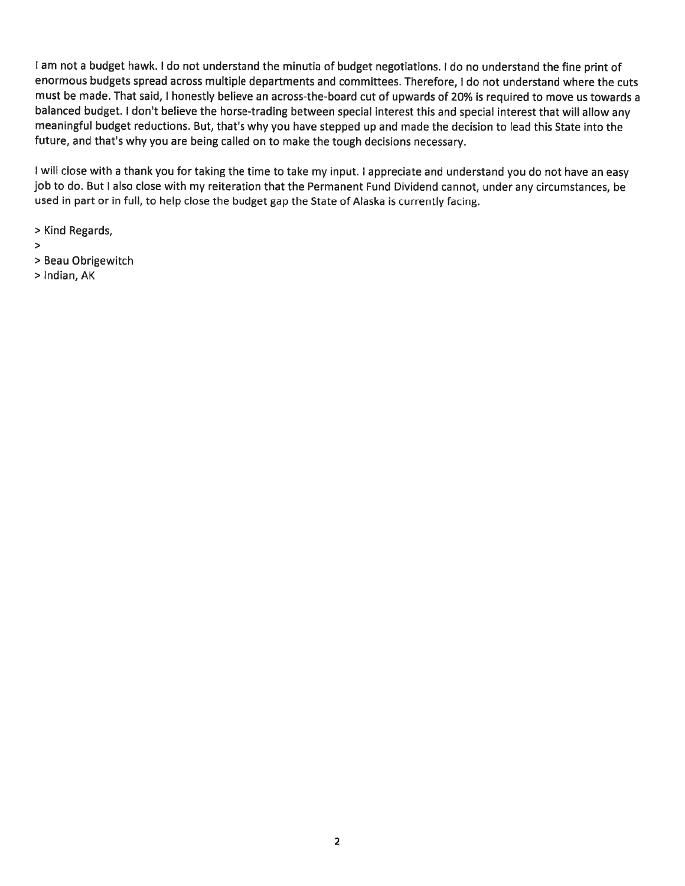I am not a budget hawk. I do not understand the minutia of budget negotiations. I do no understand the fine print of enormous budgets spread across multiple departments and committees. Therefore, I do not understand where the cuts must be made. That said, I honestly believe an across-the-board cut of upwards of 20% is required to move us towards a balanced budget. I don't believe the horse-trading between special interest this and special interest that will allow any meaningful budget reductions. But, that's why you have stepped up and made the decision to lead this State into the future, and that's why you are being called on to make the tough decisions necessary.

I will close with a thank you for taking the time to take my input. I appreciate and understand you do not have an easy job to do. But I also close with my reiteration that the Permanent Fund Dividend cannot, under any circumstances, be used in part or in full, to help close the budget gap the State of Alaska is currently facing.

> Kind Regards,
>
> Beau Obrigewitch
> Indian, AK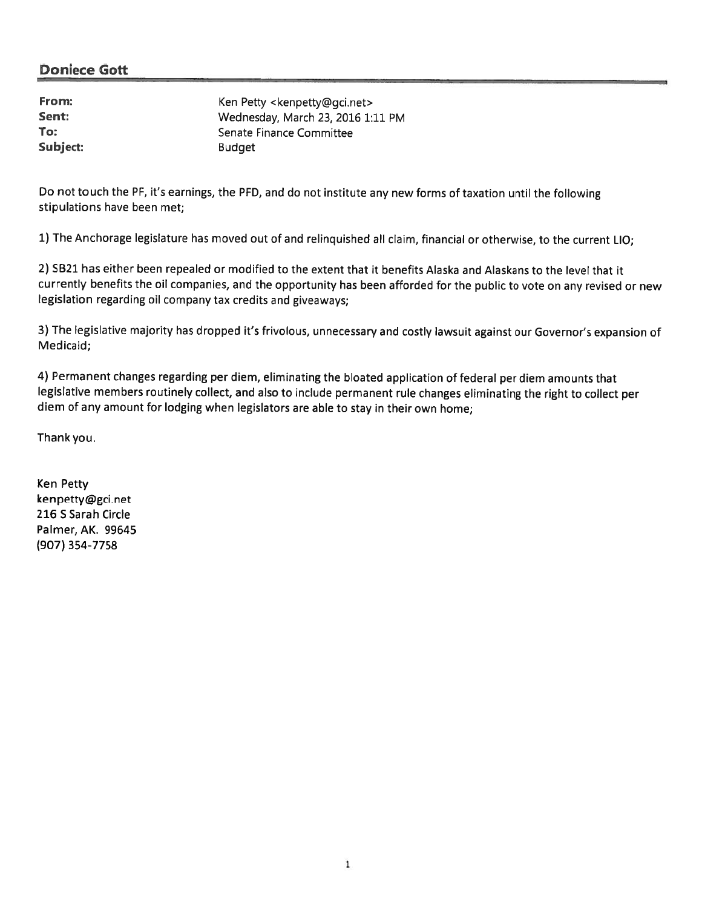**Doniece Gott**

---

| | |
|---|---|
| **From:** | Ken Petty <kenpetty@gci.net> |
| **Sent:** | Wednesday, March 23, 2016 1:11 PM |
| **To:** | Senate Finance Committee |
| **Subject:** | Budget |

Do not touch the PF, it's earnings, the PFD, and do not institute any new forms of taxation until the following stipulations have been met;

1) The Anchorage legislature has moved out of and relinquished all claim, financial or otherwise, to the current LIO;

2) SB21 has either been repealed or modified to the extent that it benefits Alaska and Alaskans to the level that it currently benefits the oil companies, and the opportunity has been afforded for the public to vote on any revised or new legislation regarding oil company tax credits and giveaways;

3) The legislative majority has dropped it's frivolous, unnecessary and costly lawsuit against our Governor's expansion of Medicaid;

4) Permanent changes regarding per diem, eliminating the bloated application of federal per diem amounts that legislative members routinely collect, and also to include permanent rule changes eliminating the right to collect per diem of any amount for lodging when legislators are able to stay in their own home;

Thank you.

Ken Petty
kenpetty@gci.net
216 S Sarah Circle
Palmer, AK. 99645
(907) 354-7758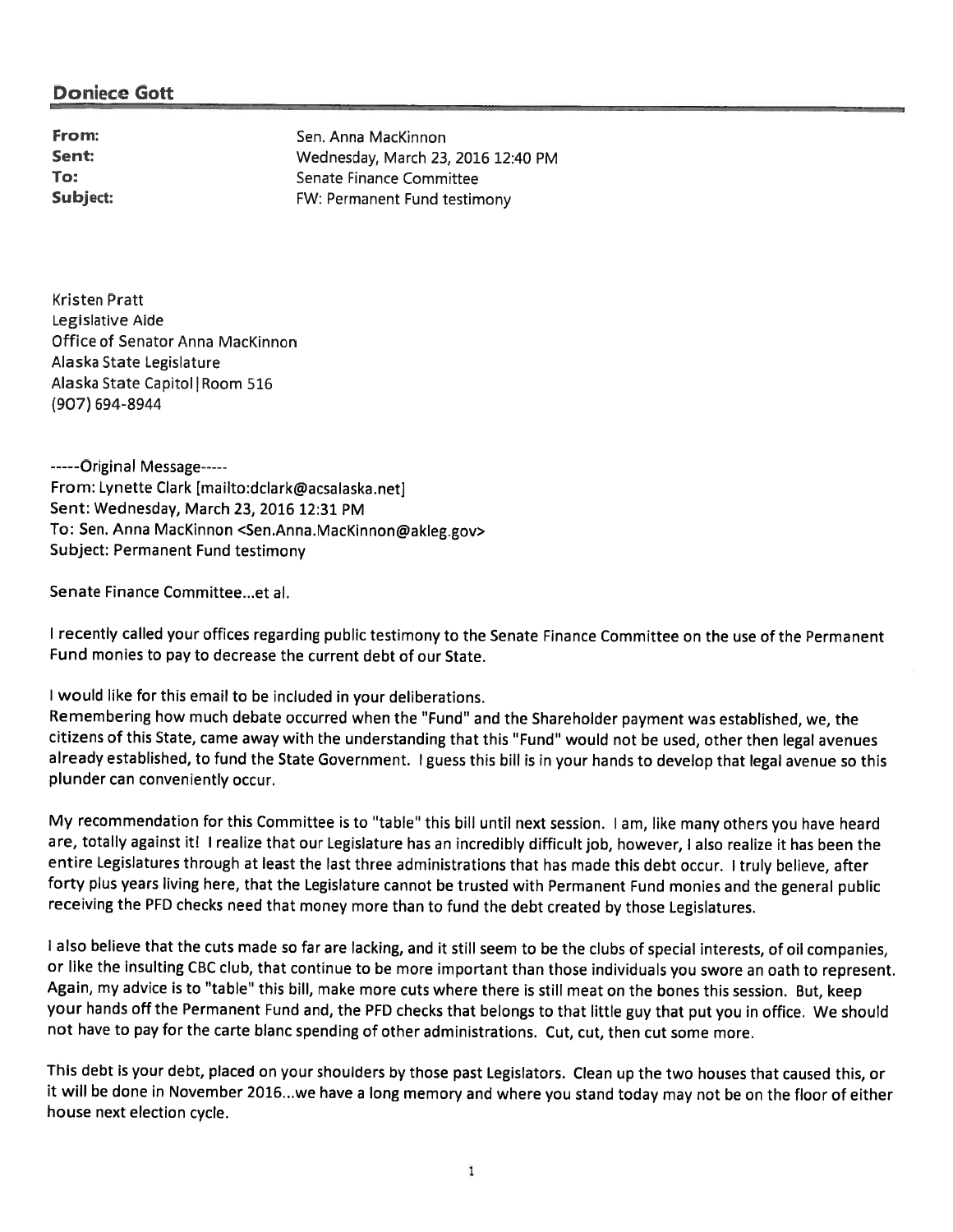**Doniece Gott**

**From:** Sen. Anna MacKinnon
**Sent:** Wednesday, March 23, 2016 12:40 PM
**To:** Senate Finance Committee
**Subject:** FW: Permanent Fund testimony

Kristen Pratt
Legislative Aide
Office of Senator Anna MacKinnon
Alaska State Legislature
Alaska State Capitol | Room 516
(907) 694-8944

-----Original Message-----
From: Lynette Clark [mailto:dclark@acsalaska.net]
Sent: Wednesday, March 23, 2016 12:31 PM
To: Sen. Anna MacKinnon <Sen.Anna.MacKinnon@akleg.gov>
Subject: Permanent Fund testimony

Senate Finance Committee...et al.

I recently called your offices regarding public testimony to the Senate Finance Committee on the use of the Permanent Fund monies to pay to decrease the current debt of our State.

I would like for this email to be included in your deliberations.
Remembering how much debate occurred when the "Fund" and the Shareholder payment was established, we, the citizens of this State, came away with the understanding that this "Fund" would not be used, other then legal avenues already established, to fund the State Government. I guess this bill is in your hands to develop that legal avenue so this plunder can conveniently occur.

My recommendation for this Committee is to "table" this bill until next session. I am, like many others you have heard are, totally against it! I realize that our Legislature has an incredibly difficult job, however, I also realize it has been the entire Legislatures through at least the last three administrations that has made this debt occur. I truly believe, after forty plus years living here, that the Legislature cannot be trusted with Permanent Fund monies and the general public receiving the PFD checks need that money more than to fund the debt created by those Legislatures.

I also believe that the cuts made so far are lacking, and it still seem to be the clubs of special interests, of oil companies, or like the insulting CBC club, that continue to be more important than those individuals you swore an oath to represent. Again, my advice is to "table" this bill, make more cuts where there is still meat on the bones this session. But, keep your hands off the Permanent Fund and, the PFD checks that belongs to that little guy that put you in office. We should not have to pay for the carte blanc spending of other administrations. Cut, cut, then cut some more.

This debt is your debt, placed on your shoulders by those past Legislators. Clean up the two houses that caused this, or it will be done in November 2016...we have a long memory and where you stand today may not be on the floor of either house next election cycle.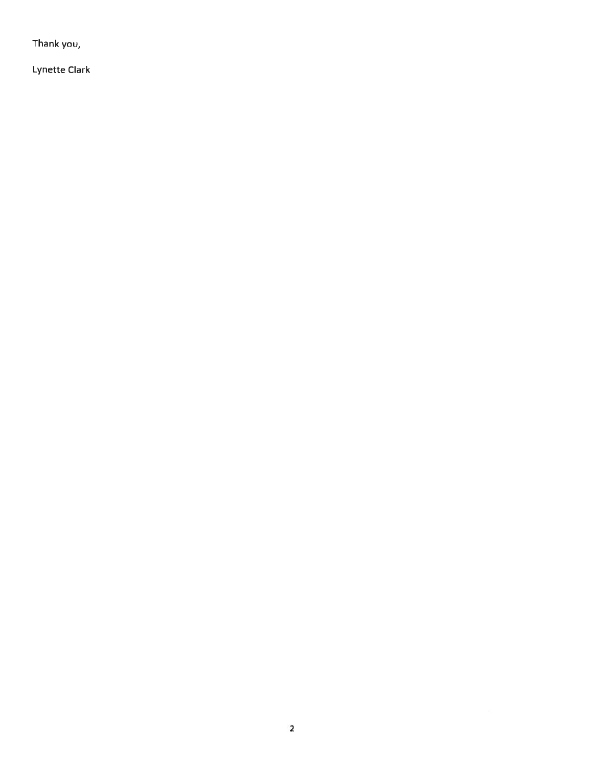Thank you,

Lynette Clark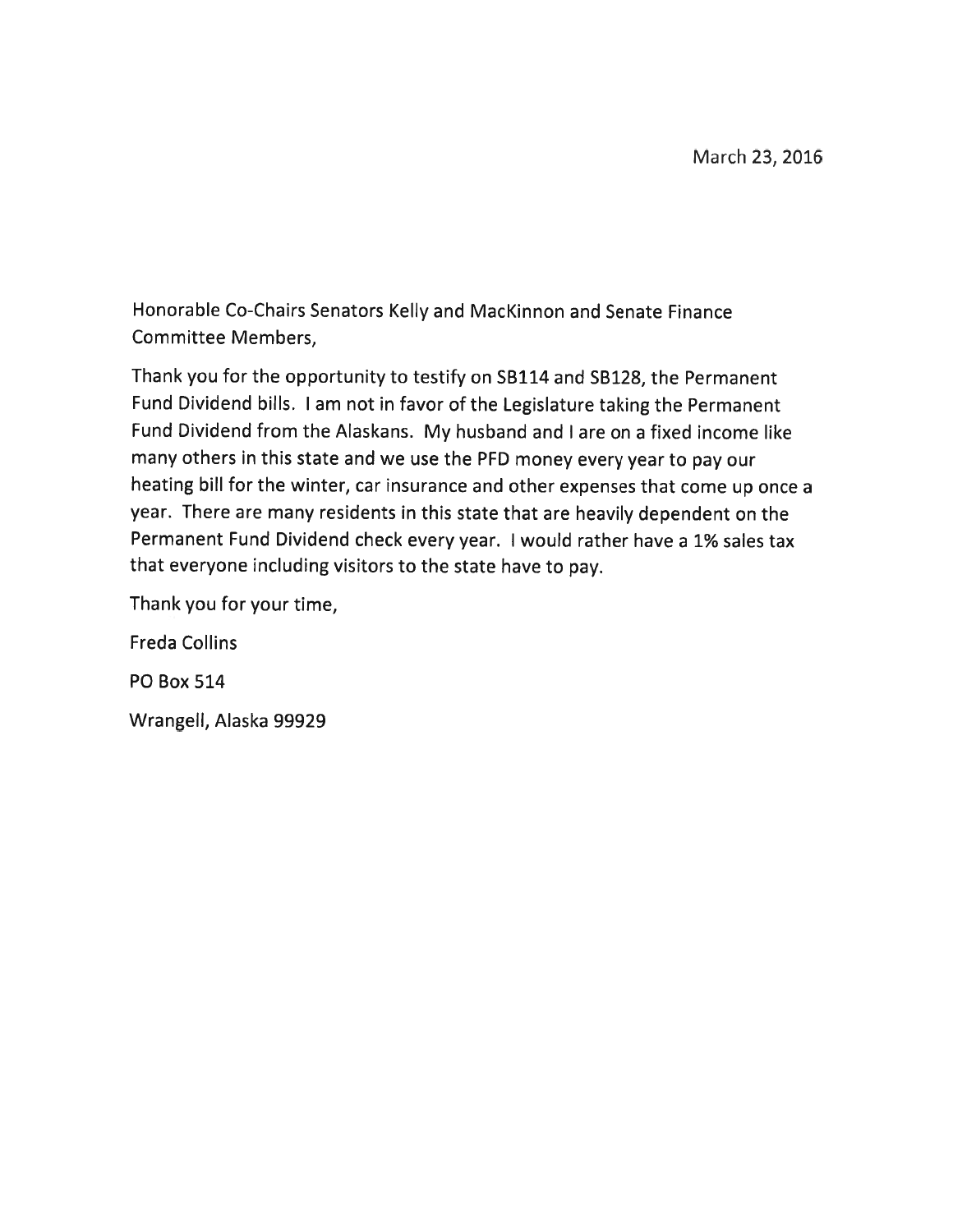March 23, 2016

Honorable Co-Chairs Senators Kelly and MacKinnon and Senate Finance Committee Members,

Thank you for the opportunity to testify on SB114 and SB128, the Permanent Fund Dividend bills. I am not in favor of the Legislature taking the Permanent Fund Dividend from the Alaskans. My husband and I are on a fixed income like many others in this state and we use the PFD money every year to pay our heating bill for the winter, car insurance and other expenses that come up once a year. There are many residents in this state that are heavily dependent on the Permanent Fund Dividend check every year. I would rather have a 1% sales tax that everyone including visitors to the state have to pay.

Thank you for your time,

Freda Collins

PO Box 514

Wrangell, Alaska 99929